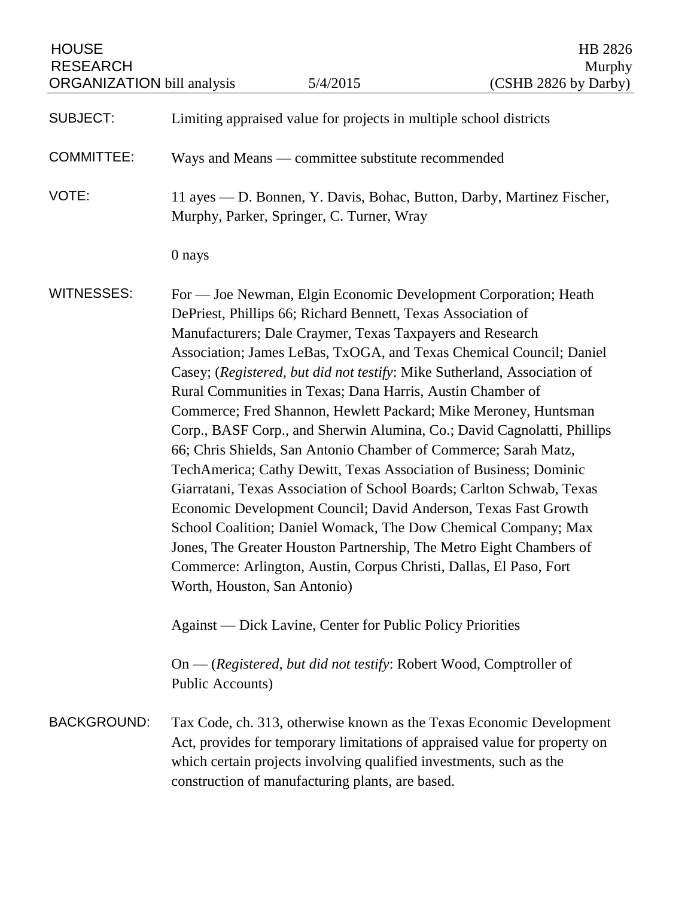HOUSE RESEARCH ORGANIZATION bill analysis | 5/4/2015 | HB 2826 Murphy (CSHB 2826 by Darby)

**SUBJECT:** Limiting appraised value for projects in multiple school districts

**COMMITTEE:** Ways and Means — committee substitute recommended

**VOTE:** 11 ayes — D. Bonnen, Y. Davis, Bohac, Button, Darby, Martinez Fischer, Murphy, Parker, Springer, C. Turner, Wray

0 nays

**WITNESSES:** For — Joe Newman, Elgin Economic Development Corporation; Heath DePriest, Phillips 66; Richard Bennett, Texas Association of Manufacturers; Dale Craymer, Texas Taxpayers and Research Association; James LeBas, TxOGA, and Texas Chemical Council; Daniel Casey; (*Registered, but did not testify*: Mike Sutherland, Association of Rural Communities in Texas; Dana Harris, Austin Chamber of Commerce; Fred Shannon, Hewlett Packard; Mike Meroney, Huntsman Corp., BASF Corp., and Sherwin Alumina, Co.; David Cagnolatti, Phillips 66; Chris Shields, San Antonio Chamber of Commerce; Sarah Matz, TechAmerica; Cathy Dewitt, Texas Association of Business; Dominic Giarratani, Texas Association of School Boards; Carlton Schwab, Texas Economic Development Council; David Anderson, Texas Fast Growth School Coalition; Daniel Womack, The Dow Chemical Company; Max Jones, The Greater Houston Partnership, The Metro Eight Chambers of Commerce: Arlington, Austin, Corpus Christi, Dallas, El Paso, Fort Worth, Houston, San Antonio)

Against — Dick Lavine, Center for Public Policy Priorities

On — (*Registered, but did not testify*: Robert Wood, Comptroller of Public Accounts)

**BACKGROUND:** Tax Code, ch. 313, otherwise known as the Texas Economic Development Act, provides for temporary limitations of appraised value for property on which certain projects involving qualified investments, such as the construction of manufacturing plants, are based.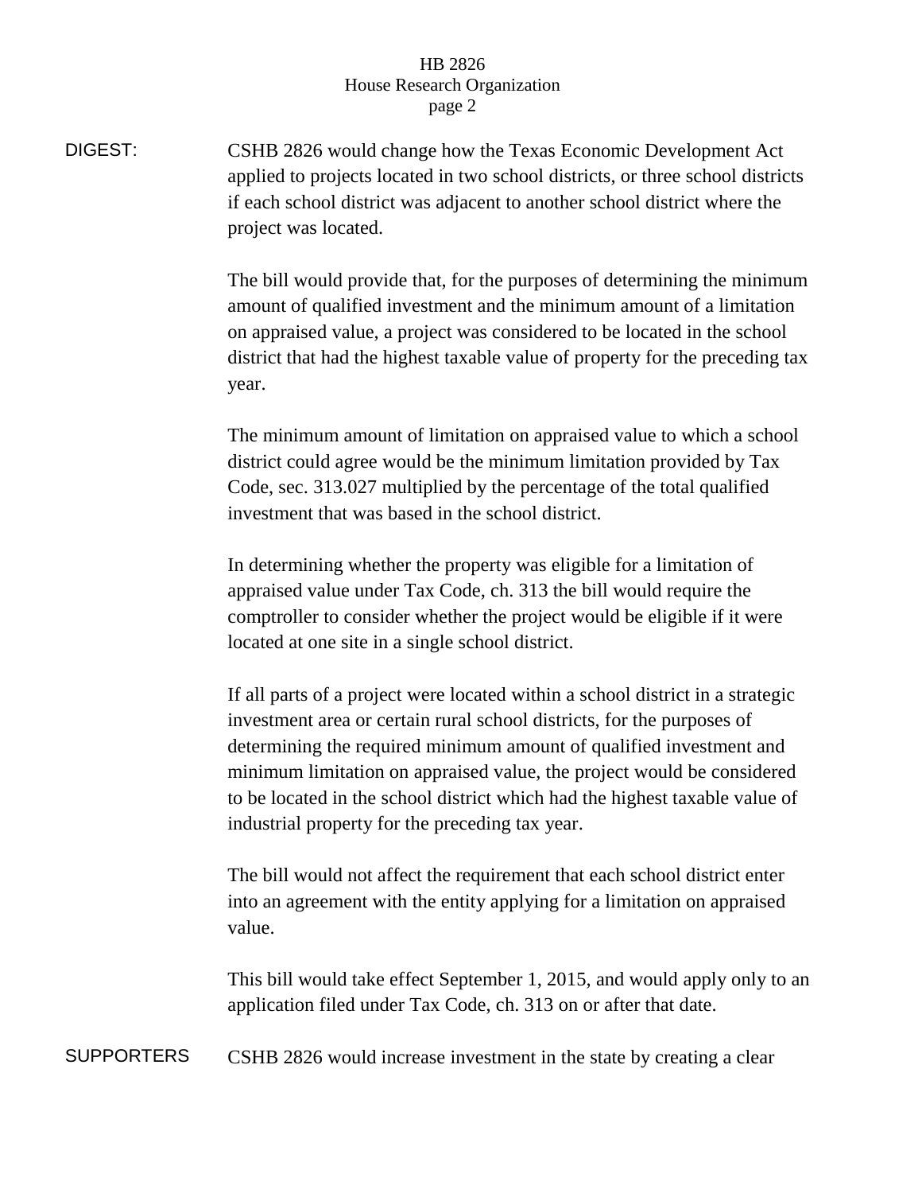DIGEST: CSHB 2826 would change how the Texas Economic Development Act applied to projects located in two school districts, or three school districts if each school district was adjacent to another school district where the project was located.

The bill would provide that, for the purposes of determining the minimum amount of qualified investment and the minimum amount of a limitation on appraised value, a project was considered to be located in the school district that had the highest taxable value of property for the preceding tax year.

The minimum amount of limitation on appraised value to which a school district could agree would be the minimum limitation provided by Tax Code, sec. 313.027 multiplied by the percentage of the total qualified investment that was based in the school district.

In determining whether the property was eligible for a limitation of appraised value under Tax Code, ch. 313 the bill would require the comptroller to consider whether the project would be eligible if it were located at one site in a single school district.

If all parts of a project were located within a school district in a strategic investment area or certain rural school districts, for the purposes of determining the required minimum amount of qualified investment and minimum limitation on appraised value, the project would be considered to be located in the school district which had the highest taxable value of industrial property for the preceding tax year.

The bill would not affect the requirement that each school district enter into an agreement with the entity applying for a limitation on appraised value.

This bill would take effect September 1, 2015, and would apply only to an application filed under Tax Code, ch. 313 on or after that date.

SUPPORTERS CSHB 2826 would increase investment in the state by creating a clear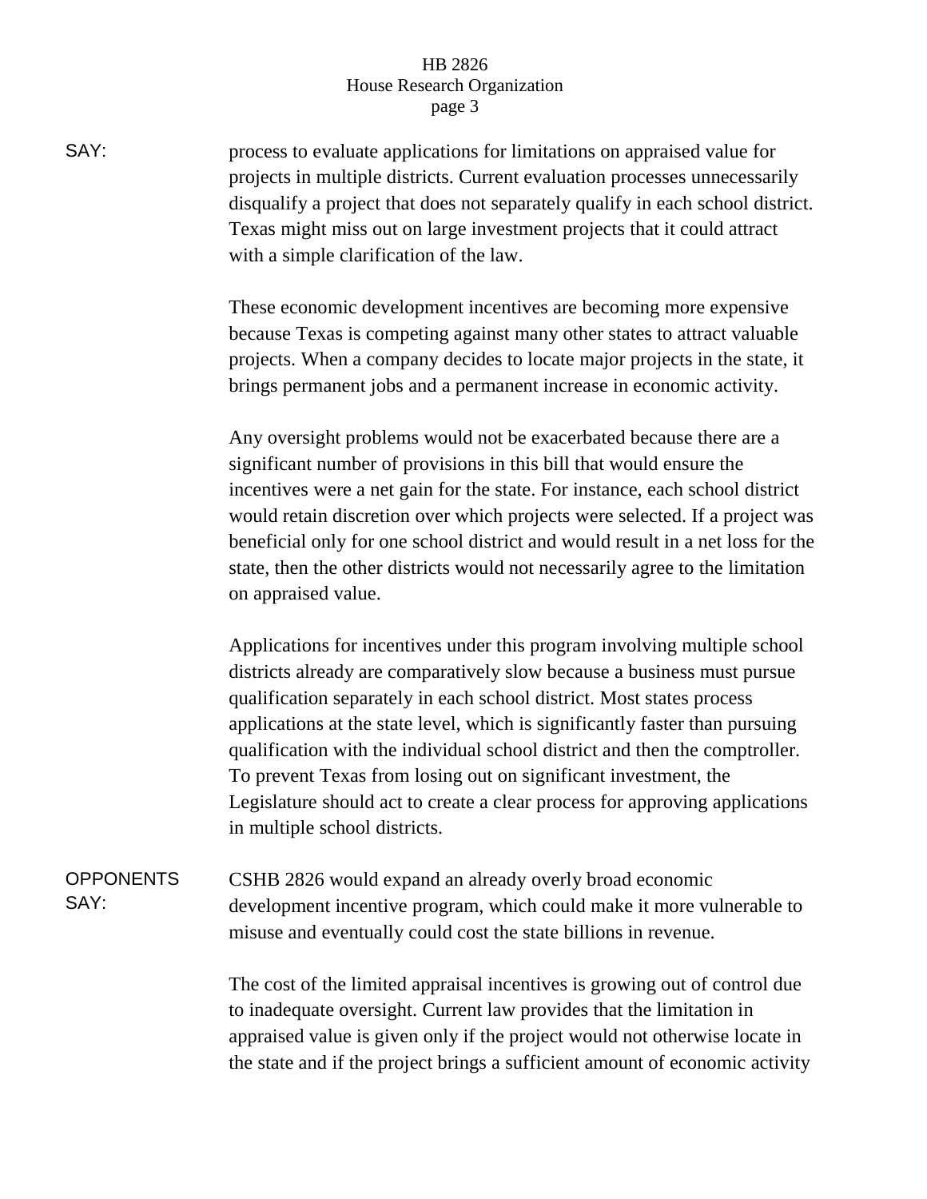SAY: process to evaluate applications for limitations on appraised value for projects in multiple districts. Current evaluation processes unnecessarily disqualify a project that does not separately qualify in each school district. Texas might miss out on large investment projects that it could attract with a simple clarification of the law.

These economic development incentives are becoming more expensive because Texas is competing against many other states to attract valuable projects. When a company decides to locate major projects in the state, it brings permanent jobs and a permanent increase in economic activity.

Any oversight problems would not be exacerbated because there are a significant number of provisions in this bill that would ensure the incentives were a net gain for the state. For instance, each school district would retain discretion over which projects were selected. If a project was beneficial only for one school district and would result in a net loss for the state, then the other districts would not necessarily agree to the limitation on appraised value.

Applications for incentives under this program involving multiple school districts already are comparatively slow because a business must pursue qualification separately in each school district. Most states process applications at the state level, which is significantly faster than pursuing qualification with the individual school district and then the comptroller. To prevent Texas from losing out on significant investment, the Legislature should act to create a clear process for approving applications in multiple school districts.

**OPPONENTS SAY:** CSHB 2826 would expand an already overly broad economic development incentive program, which could make it more vulnerable to misuse and eventually could cost the state billions in revenue.

The cost of the limited appraisal incentives is growing out of control due to inadequate oversight. Current law provides that the limitation in appraised value is given only if the project would not otherwise locate in the state and if the project brings a sufficient amount of economic activity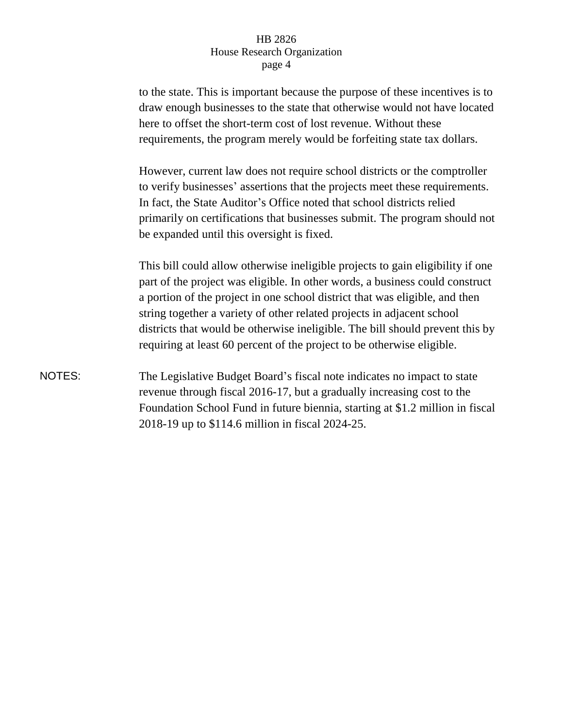to the state. This is important because the purpose of these incentives is to draw enough businesses to the state that otherwise would not have located here to offset the short-term cost of lost revenue. Without these requirements, the program merely would be forfeiting state tax dollars.

However, current law does not require school districts or the comptroller to verify businesses' assertions that the projects meet these requirements. In fact, the State Auditor's Office noted that school districts relied primarily on certifications that businesses submit. The program should not be expanded until this oversight is fixed.

This bill could allow otherwise ineligible projects to gain eligibility if one part of the project was eligible. In other words, a business could construct a portion of the project in one school district that was eligible, and then string together a variety of other related projects in adjacent school districts that would be otherwise ineligible. The bill should prevent this by requiring at least 60 percent of the project to be otherwise eligible.

NOTES: The Legislative Budget Board's fiscal note indicates no impact to state revenue through fiscal 2016-17, but a gradually increasing cost to the Foundation School Fund in future biennia, starting at $1.2 million in fiscal 2018-19 up to $114.6 million in fiscal 2024-25.